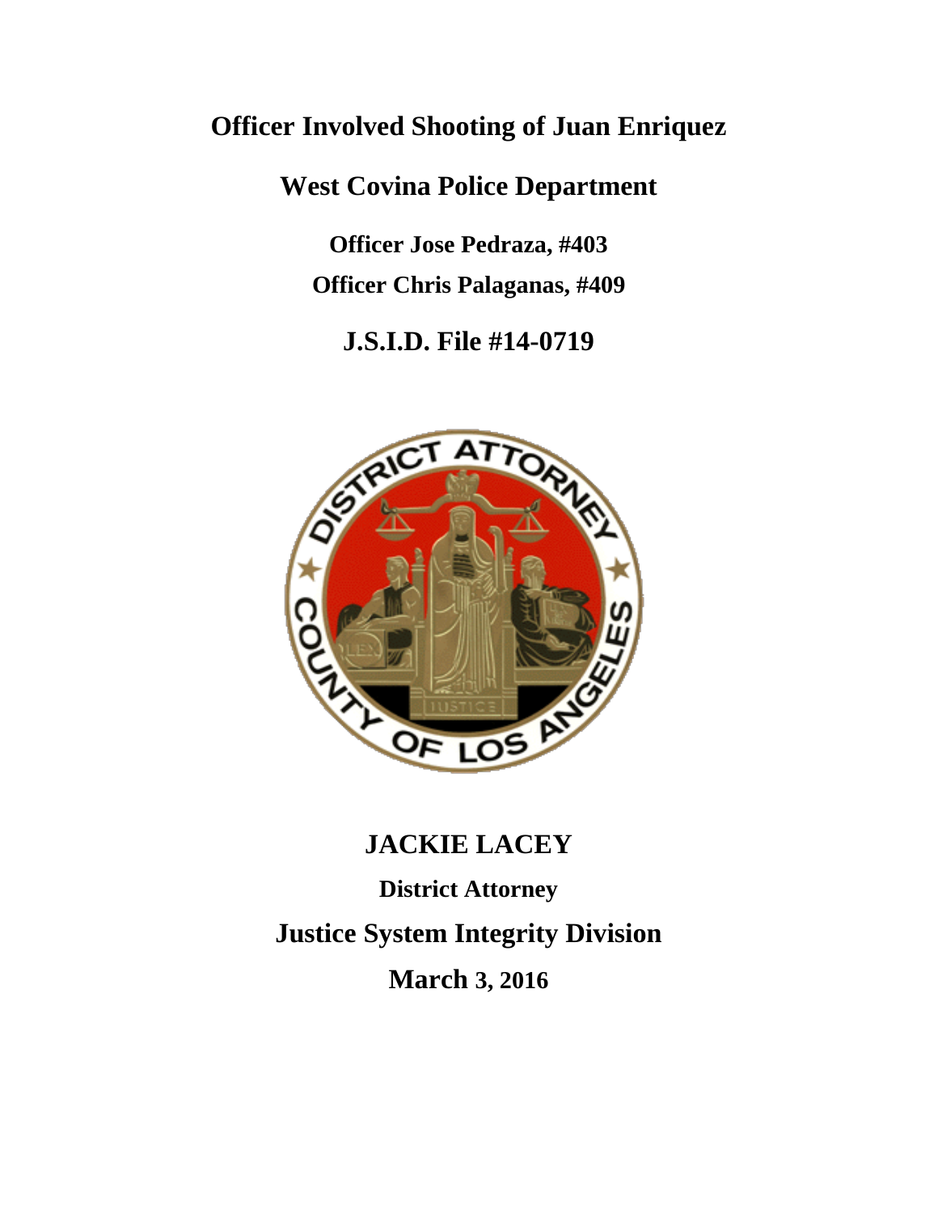# Officer Involved Shooting of Juan Enriquez

## West Covina Police Department

**Officer Jose Pedraza, #403**

**Officer Chris Palaganas, #409**

## J.S.I.D. File #14-0719

## JACKIE LACEY

**District Attorney**

## Justice System Integrity Division

**March 3, 2016**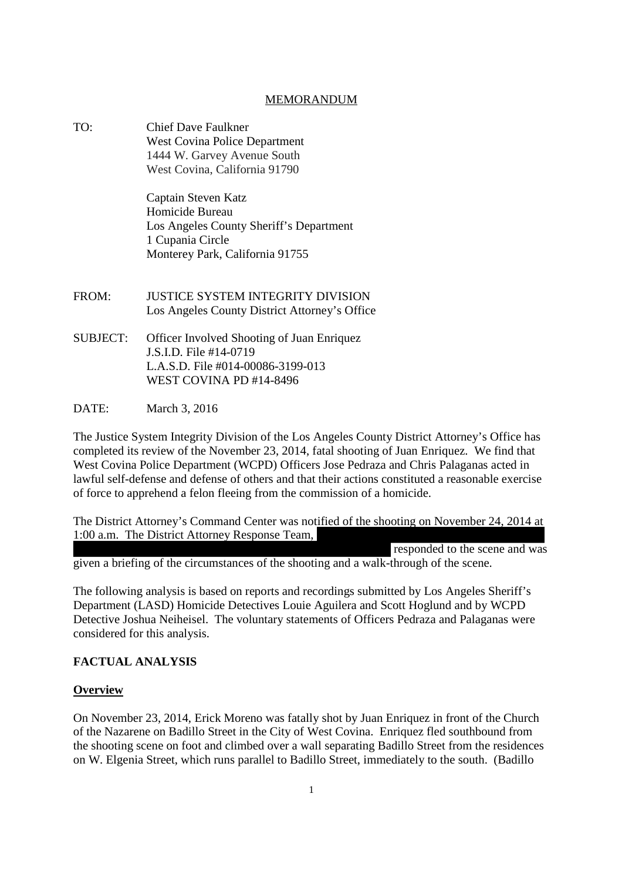MEMORANDUM

TO: Chief Dave Faulkner
West Covina Police Department
1444 W. Garvey Avenue South
West Covina, California 91790

Captain Steven Katz
Homicide Bureau
Los Angeles County Sheriff's Department
1 Cupania Circle
Monterey Park, California 91755

FROM: JUSTICE SYSTEM INTEGRITY DIVISION
Los Angeles County District Attorney's Office

SUBJECT: Officer Involved Shooting of Juan Enriquez
J.S.I.D. File #14-0719
L.A.S.D. File #014-00086-3199-013
WEST COVINA PD #14-8496

DATE: March 3, 2016

The Justice System Integrity Division of the Los Angeles County District Attorney's Office has completed its review of the November 23, 2014, fatal shooting of Juan Enriquez. We find that West Covina Police Department (WCPD) Officers Jose Pedraza and Chris Palaganas acted in lawful self-defense and defense of others and that their actions constituted a reasonable exercise of force to apprehend a felon fleeing from the commission of a homicide.

The District Attorney's Command Center was notified of the shooting on November 24, 2014 at 1:00 a.m. The District Attorney Response Team, [REDACTED] responded to the scene and was given a briefing of the circumstances of the shooting and a walk-through of the scene.

The following analysis is based on reports and recordings submitted by Los Angeles Sheriff's Department (LASD) Homicide Detectives Louie Aguilera and Scott Hoglund and by WCPD Detective Joshua Neiheisel. The voluntary statements of Officers Pedraza and Palaganas were considered for this analysis.

## FACTUAL ANALYSIS

### Overview

On November 23, 2014, Erick Moreno was fatally shot by Juan Enriquez in front of the Church of the Nazarene on Badillo Street in the City of West Covina. Enriquez fled southbound from the shooting scene on foot and climbed over a wall separating Badillo Street from the residences on W. Elgenia Street, which runs parallel to Badillo Street, immediately to the south. (Badillo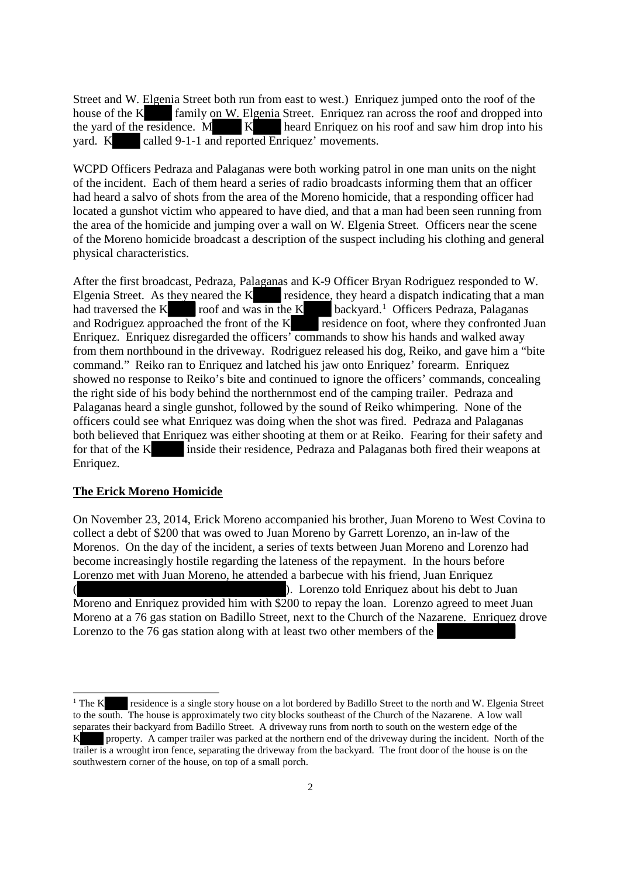Street and W. Elgenia Street both run from east to west.) Enriquez jumped onto the roof of the house of the K█████ family on W. Elgenia Street. Enriquez ran across the roof and dropped into the yard of the residence. M█████ K█████ heard Enriquez on his roof and saw him drop into his yard. K█████ called 9-1-1 and reported Enriquez' movements.

WCPD Officers Pedraza and Palaganas were both working patrol in one man units on the night of the incident. Each of them heard a series of radio broadcasts informing them that an officer had heard a salvo of shots from the area of the Moreno homicide, that a responding officer had located a gunshot victim who appeared to have died, and that a man had been seen running from the area of the homicide and jumping over a wall on W. Elgenia Street. Officers near the scene of the Moreno homicide broadcast a description of the suspect including his clothing and general physical characteristics.

After the first broadcast, Pedraza, Palaganas and K-9 Officer Bryan Rodriguez responded to W. Elgenia Street. As they neared the K█████ residence, they heard a dispatch indicating that a man had traversed the K█████ roof and was in the K█████ backyard.[1] Officers Pedraza, Palaganas and Rodriguez approached the front of the K█████ residence on foot, where they confronted Juan Enriquez. Enriquez disregarded the officers' commands to show his hands and walked away from them northbound in the driveway. Rodriguez released his dog, Reiko, and gave him a "bite command." Reiko ran to Enriquez and latched his jaw onto Enriquez' forearm. Enriquez showed no response to Reiko's bite and continued to ignore the officers' commands, concealing the right side of his body behind the northernmost end of the camping trailer. Pedraza and Palaganas heard a single gunshot, followed by the sound of Reiko whimpering. None of the officers could see what Enriquez was doing when the shot was fired. Pedraza and Palaganas both believed that Enriquez was either shooting at them or at Reiko. Fearing for their safety and for that of the K█████ inside their residence, Pedraza and Palaganas both fired their weapons at Enriquez.

## <u>The Erick Moreno Homicide</u>

On November 23, 2014, Erick Moreno accompanied his brother, Juan Moreno to West Covina to collect a debt of $200 that was owed to Juan Moreno by Garrett Lorenzo, an in-law of the Morenos. On the day of the incident, a series of texts between Juan Moreno and Lorenzo had become increasingly hostile regarding the lateness of the repayment. In the hours before Lorenzo met with Juan Moreno, he attended a barbecue with his friend, Juan Enriquez (█████████████████████████). Lorenzo told Enriquez about his debt to Juan Moreno and Enriquez provided him with $200 to repay the loan. Lorenzo agreed to meet Juan Moreno at a 76 gas station on Badillo Street, next to the Church of the Nazarene. Enriquez drove Lorenzo to the 76 gas station along with at least two other members of the █████████

---

[1] The K█████ residence is a single story house on a lot bordered by Badillo Street to the north and W. Elgenia Street to the south. The house is approximately two city blocks southeast of the Church of the Nazarene. A low wall separates their backyard from Badillo Street. A driveway runs from north to south on the western edge of the K█████ property. A camper trailer was parked at the northern end of the driveway during the incident. North of the trailer is a wrought iron fence, separating the driveway from the backyard. The front door of the house is on the southwestern corner of the house, on top of a small porch.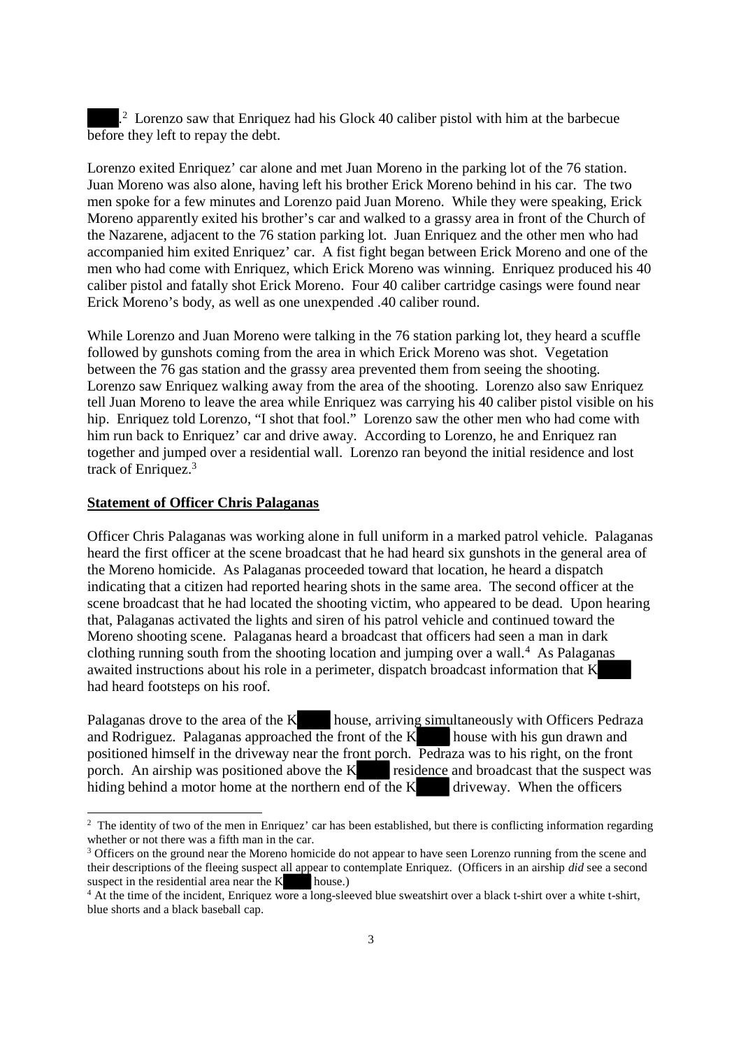.[2] Lorenzo saw that Enriquez had his Glock 40 caliber pistol with him at the barbecue before they left to repay the debt.

Lorenzo exited Enriquez' car alone and met Juan Moreno in the parking lot of the 76 station. Juan Moreno was also alone, having left his brother Erick Moreno behind in his car. The two men spoke for a few minutes and Lorenzo paid Juan Moreno. While they were speaking, Erick Moreno apparently exited his brother's car and walked to a grassy area in front of the Church of the Nazarene, adjacent to the 76 station parking lot. Juan Enriquez and the other men who had accompanied him exited Enriquez' car. A fist fight began between Erick Moreno and one of the men who had come with Enriquez, which Erick Moreno was winning. Enriquez produced his 40 caliber pistol and fatally shot Erick Moreno. Four 40 caliber cartridge casings were found near Erick Moreno's body, as well as one unexpended .40 caliber round.

While Lorenzo and Juan Moreno were talking in the 76 station parking lot, they heard a scuffle followed by gunshots coming from the area in which Erick Moreno was shot. Vegetation between the 76 gas station and the grassy area prevented them from seeing the shooting. Lorenzo saw Enriquez walking away from the area of the shooting. Lorenzo also saw Enriquez tell Juan Moreno to leave the area while Enriquez was carrying his 40 caliber pistol visible on his hip. Enriquez told Lorenzo, "I shot that fool." Lorenzo saw the other men who had come with him run back to Enriquez' car and drive away. According to Lorenzo, he and Enriquez ran together and jumped over a residential wall. Lorenzo ran beyond the initial residence and lost track of Enriquez.[3]

**Statement of Officer Chris Palaganas**

Officer Chris Palaganas was working alone in full uniform in a marked patrol vehicle. Palaganas heard the first officer at the scene broadcast that he had heard six gunshots in the general area of the Moreno homicide. As Palaganas proceeded toward that location, he heard a dispatch indicating that a citizen had reported hearing shots in the same area. The second officer at the scene broadcast that he had located the shooting victim, who appeared to be dead. Upon hearing that, Palaganas activated the lights and siren of his patrol vehicle and continued toward the Moreno shooting scene. Palaganas heard a broadcast that officers had seen a man in dark clothing running south from the shooting location and jumping over a wall.[4] As Palaganas awaited instructions about his role in a perimeter, dispatch broadcast information that K had heard footsteps on his roof.

Palaganas drove to the area of the K house, arriving simultaneously with Officers Pedraza and Rodriguez. Palaganas approached the front of the K house with his gun drawn and positioned himself in the driveway near the front porch. Pedraza was to his right, on the front porch. An airship was positioned above the K residence and broadcast that the suspect was hiding behind a motor home at the northern end of the K driveway. When the officers

---

[2] The identity of two of the men in Enriquez' car has been established, but there is conflicting information regarding whether or not there was a fifth man in the car.

[3] Officers on the ground near the Moreno homicide do not appear to have seen Lorenzo running from the scene and their descriptions of the fleeing suspect all appear to contemplate Enriquez. (Officers in an airship *did* see a second suspect in the residential area near the K house.)

[4] At the time of the incident, Enriquez wore a long-sleeved blue sweatshirt over a black t-shirt over a white t-shirt, blue shorts and a black baseball cap.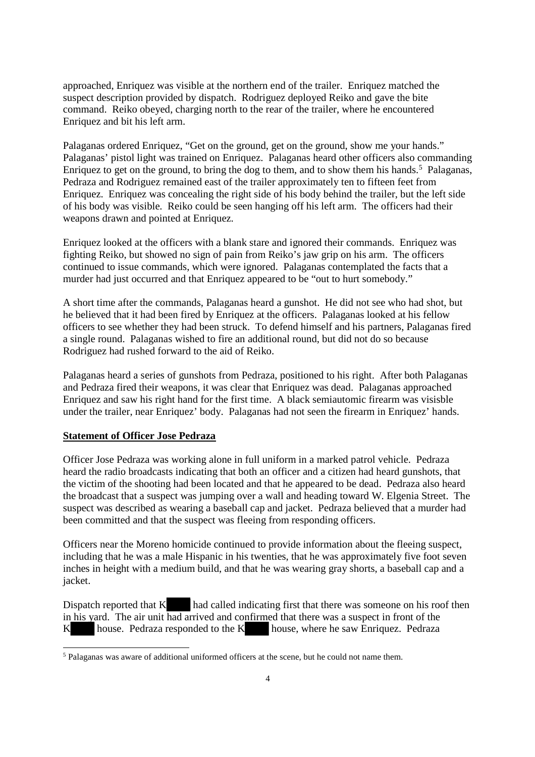approached, Enriquez was visible at the northern end of the trailer. Enriquez matched the suspect description provided by dispatch. Rodriguez deployed Reiko and gave the bite command. Reiko obeyed, charging north to the rear of the trailer, where he encountered Enriquez and bit his left arm.

Palaganas ordered Enriquez, "Get on the ground, get on the ground, show me your hands." Palaganas' pistol light was trained on Enriquez. Palaganas heard other officers also commanding Enriquez to get on the ground, to bring the dog to them, and to show them his hands.[5] Palaganas, Pedraza and Rodriguez remained east of the trailer approximately ten to fifteen feet from Enriquez. Enriquez was concealing the right side of his body behind the trailer, but the left side of his body was visible. Reiko could be seen hanging off his left arm. The officers had their weapons drawn and pointed at Enriquez.

Enriquez looked at the officers with a blank stare and ignored their commands. Enriquez was fighting Reiko, but showed no sign of pain from Reiko's jaw grip on his arm. The officers continued to issue commands, which were ignored. Palaganas contemplated the facts that a murder had just occurred and that Enriquez appeared to be "out to hurt somebody."

A short time after the commands, Palaganas heard a gunshot. He did not see who had shot, but he believed that it had been fired by Enriquez at the officers. Palaganas looked at his fellow officers to see whether they had been struck. To defend himself and his partners, Palaganas fired a single round. Palaganas wished to fire an additional round, but did not do so because Rodriguez had rushed forward to the aid of Reiko.

Palaganas heard a series of gunshots from Pedraza, positioned to his right. After both Palaganas and Pedraza fired their weapons, it was clear that Enriquez was dead. Palaganas approached Enriquez and saw his right hand for the first time. A black semiautomic firearm was visisble under the trailer, near Enriquez' body. Palaganas had not seen the firearm in Enriquez' hands.

## Statement of Officer Jose Pedraza

Officer Jose Pedraza was working alone in full uniform in a marked patrol vehicle. Pedraza heard the radio broadcasts indicating that both an officer and a citizen had heard gunshots, that the victim of the shooting had been located and that he appeared to be dead. Pedraza also heard the broadcast that a suspect was jumping over a wall and heading toward W. Elgenia Street. The suspect was described as wearing a baseball cap and jacket. Pedraza believed that a murder had been committed and that the suspect was fleeing from responding officers.

Officers near the Moreno homicide continued to provide information about the fleeing suspect, including that he was a male Hispanic in his twenties, that he was approximately five foot seven inches in height with a medium build, and that he was wearing gray shorts, a baseball cap and a jacket.

Dispatch reported that K had called indicating first that there was someone on his roof then in his yard. The air unit had arrived and confirmed that there was a suspect in front of the K house. Pedraza responded to the K house, where he saw Enriquez. Pedraza

[5] Palaganas was aware of additional uniformed officers at the scene, but he could not name them.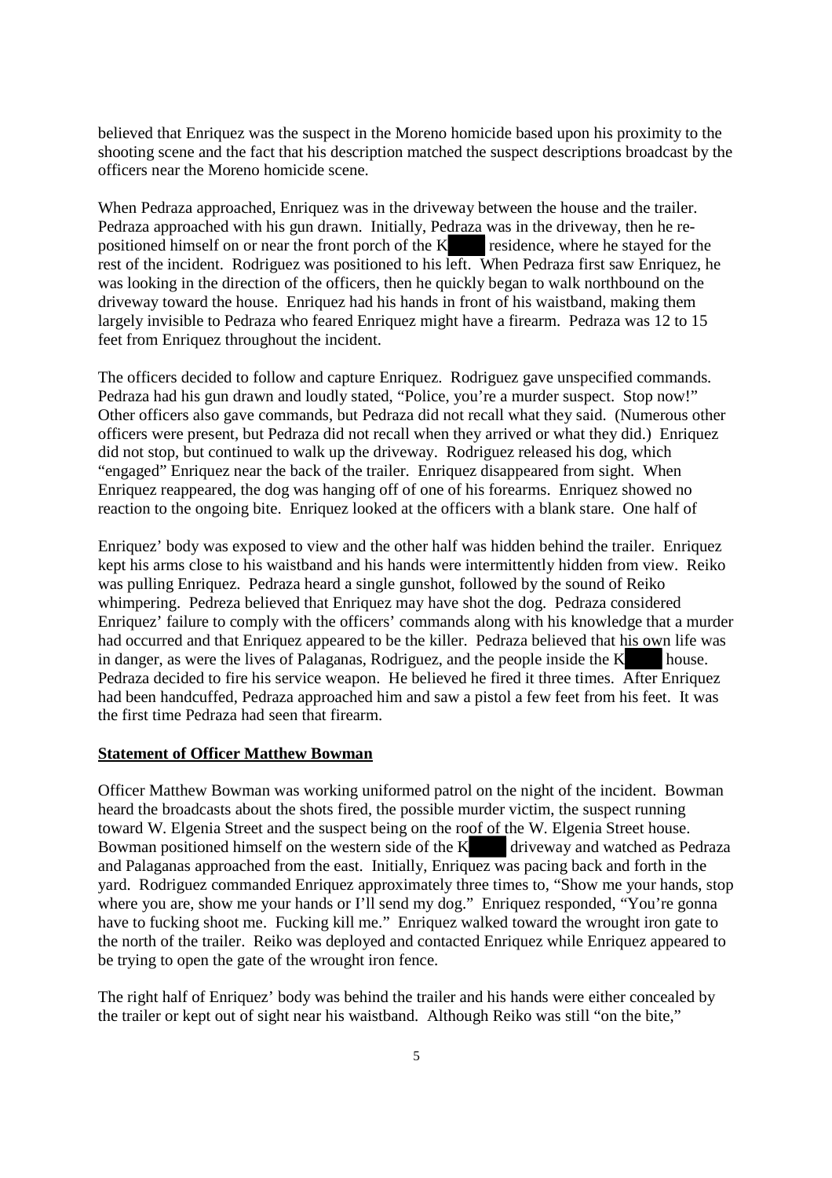believed that Enriquez was the suspect in the Moreno homicide based upon his proximity to the shooting scene and the fact that his description matched the suspect descriptions broadcast by the officers near the Moreno homicide scene.

When Pedraza approached, Enriquez was in the driveway between the house and the trailer. Pedraza approached with his gun drawn. Initially, Pedraza was in the driveway, then he re-positioned himself on or near the front porch of the K residence, where he stayed for the rest of the incident. Rodriguez was positioned to his left. When Pedraza first saw Enriquez, he was looking in the direction of the officers, then he quickly began to walk northbound on the driveway toward the house. Enriquez had his hands in front of his waistband, making them largely invisible to Pedraza who feared Enriquez might have a firearm. Pedraza was 12 to 15 feet from Enriquez throughout the incident.

The officers decided to follow and capture Enriquez. Rodriguez gave unspecified commands. Pedraza had his gun drawn and loudly stated, "Police, you're a murder suspect. Stop now!" Other officers also gave commands, but Pedraza did not recall what they said. (Numerous other officers were present, but Pedraza did not recall when they arrived or what they did.) Enriquez did not stop, but continued to walk up the driveway. Rodriguez released his dog, which "engaged" Enriquez near the back of the trailer. Enriquez disappeared from sight. When Enriquez reappeared, the dog was hanging off of one of his forearms. Enriquez showed no reaction to the ongoing bite. Enriquez looked at the officers with a blank stare. One half of Enriquez' body was exposed to view and the other half was hidden behind the trailer. Enriquez kept his arms close to his waistband and his hands were intermittently hidden from view. Reiko was pulling Enriquez. Pedraza heard a single gunshot, followed by the sound of Reiko whimpering. Pedreza believed that Enriquez may have shot the dog. Pedraza considered Enriquez' failure to comply with the officers' commands along with his knowledge that a murder had occurred and that Enriquez appeared to be the killer. Pedraza believed that his own life was in danger, as were the lives of Palaganas, Rodriguez, and the people inside the K house. Pedraza decided to fire his service weapon. He believed he fired it three times. After Enriquez had been handcuffed, Pedraza approached him and saw a pistol a few feet from his feet. It was the first time Pedraza had seen that firearm.

**Statement of Officer Matthew Bowman**

Officer Matthew Bowman was working uniformed patrol on the night of the incident. Bowman heard the broadcasts about the shots fired, the possible murder victim, the suspect running toward W. Elgenia Street and the suspect being on the roof of the W. Elgenia Street house. Bowman positioned himself on the western side of the K driveway and watched as Pedraza and Palaganas approached from the east. Initially, Enriquez was pacing back and forth in the yard. Rodriguez commanded Enriquez approximately three times to, "Show me your hands, stop where you are, show me your hands or I'll send my dog." Enriquez responded, "You're gonna have to fucking shoot me. Fucking kill me." Enriquez walked toward the wrought iron gate to the north of the trailer. Reiko was deployed and contacted Enriquez while Enriquez appeared to be trying to open the gate of the wrought iron fence.

The right half of Enriquez' body was behind the trailer and his hands were either concealed by the trailer or kept out of sight near his waistband. Although Reiko was still "on the bite,"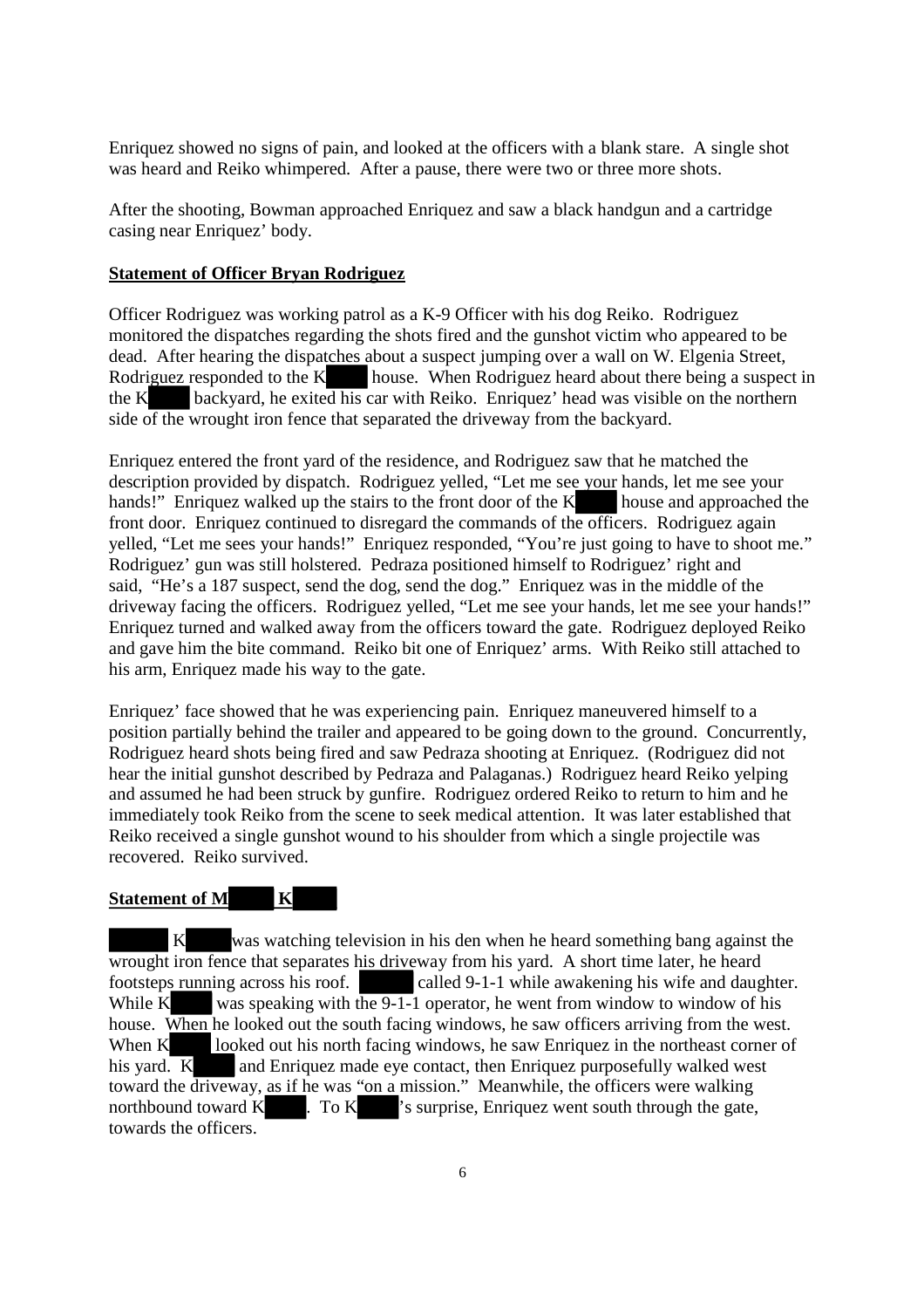Enriquez showed no signs of pain, and looked at the officers with a blank stare. A single shot was heard and Reiko whimpered. After a pause, there were two or three more shots.

After the shooting, Bowman approached Enriquez and saw a black handgun and a cartridge casing near Enriquez' body.

**Statement of Officer Bryan Rodriguez**

Officer Rodriguez was working patrol as a K-9 Officer with his dog Reiko. Rodriguez monitored the dispatches regarding the shots fired and the gunshot victim who appeared to be dead. After hearing the dispatches about a suspect jumping over a wall on W. Elgenia Street, Rodriguez responded to the K house. When Rodriguez heard about there being a suspect in the K backyard, he exited his car with Reiko. Enriquez' head was visible on the northern side of the wrought iron fence that separated the driveway from the backyard.

Enriquez entered the front yard of the residence, and Rodriguez saw that he matched the description provided by dispatch. Rodriguez yelled, "Let me see your hands, let me see your hands!" Enriquez walked up the stairs to the front door of the K house and approached the front door. Enriquez continued to disregard the commands of the officers. Rodriguez again yelled, "Let me sees your hands!" Enriquez responded, "You're just going to have to shoot me." Rodriguez' gun was still holstered. Pedraza positioned himself to Rodriguez' right and said, "He's a 187 suspect, send the dog, send the dog." Enriquez was in the middle of the driveway facing the officers. Rodriguez yelled, "Let me see your hands, let me see your hands!" Enriquez turned and walked away from the officers toward the gate. Rodriguez deployed Reiko and gave him the bite command. Reiko bit one of Enriquez' arms. With Reiko still attached to his arm, Enriquez made his way to the gate.

Enriquez' face showed that he was experiencing pain. Enriquez maneuvered himself to a position partially behind the trailer and appeared to be going down to the ground. Concurrently, Rodriguez heard shots being fired and saw Pedraza shooting at Enriquez. (Rodriguez did not hear the initial gunshot described by Pedraza and Palaganas.) Rodriguez heard Reiko yelping and assumed he had been struck by gunfire. Rodriguez ordered Reiko to return to him and he immediately took Reiko from the scene to seek medical attention. It was later established that Reiko received a single gunshot wound to his shoulder from which a single projectile was recovered. Reiko survived.

**Statement of M K**

K was watching television in his den when he heard something bang against the wrought iron fence that separates his driveway from his yard. A short time later, he heard footsteps running across his roof. called 9-1-1 while awakening his wife and daughter. While K was speaking with the 9-1-1 operator, he went from window to window of his house. When he looked out the south facing windows, he saw officers arriving from the west. When K looked out his north facing windows, he saw Enriquez in the northeast corner of his yard. K and Enriquez made eye contact, then Enriquez purposefully walked west toward the driveway, as if he was "on a mission." Meanwhile, the officers were walking northbound toward K . To K 's surprise, Enriquez went south through the gate, towards the officers.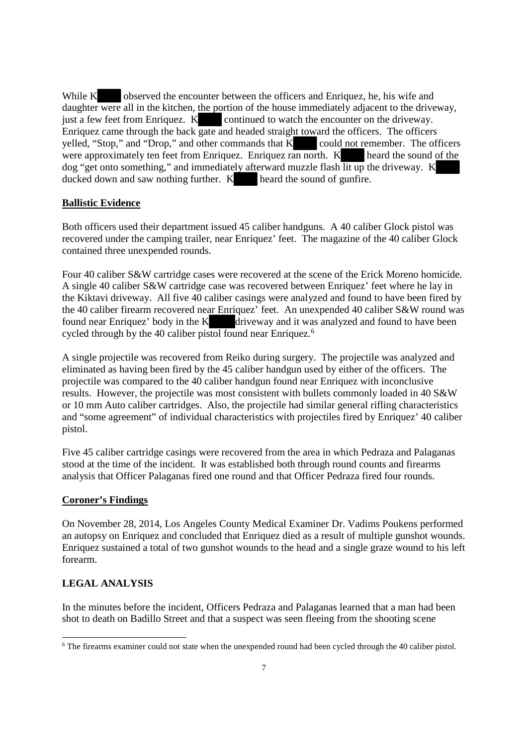While K[REDACTED] observed the encounter between the officers and Enriquez, he, his wife and daughter were all in the kitchen, the portion of the house immediately adjacent to the driveway, just a few feet from Enriquez. K[REDACTED] continued to watch the encounter on the driveway. Enriquez came through the back gate and headed straight toward the officers. The officers yelled, "Stop," and "Drop," and other commands that K[REDACTED] could not remember. The officers were approximately ten feet from Enriquez. Enriquez ran north. K[REDACTED] heard the sound of the dog "get onto something," and immediately afterward muzzle flash lit up the driveway. K[REDACTED] ducked down and saw nothing further. K[REDACTED] heard the sound of gunfire.

## Ballistic Evidence

Both officers used their department issued 45 caliber handguns. A 40 caliber Glock pistol was recovered under the camping trailer, near Enriquez' feet. The magazine of the 40 caliber Glock contained three unexpended rounds.

Four 40 caliber S&W cartridge cases were recovered at the scene of the Erick Moreno homicide. A single 40 caliber S&W cartridge case was recovered between Enriquez' feet where he lay in the Kiktavi driveway. All five 40 caliber casings were analyzed and found to have been fired by the 40 caliber firearm recovered near Enriquez' feet. An unexpended 40 caliber S&W round was found near Enriquez' body in the K[REDACTED] driveway and it was analyzed and found to have been cycled through by the 40 caliber pistol found near Enriquez.[6]

A single projectile was recovered from Reiko during surgery. The projectile was analyzed and eliminated as having been fired by the 45 caliber handgun used by either of the officers. The projectile was compared to the 40 caliber handgun found near Enriquez with inconclusive results. However, the projectile was most consistent with bullets commonly loaded in 40 S&W or 10 mm Auto caliber cartridges. Also, the projectile had similar general rifling characteristics and "some agreement" of individual characteristics with projectiles fired by Enriquez' 40 caliber pistol.

Five 45 caliber cartridge casings were recovered from the area in which Pedraza and Palaganas stood at the time of the incident. It was established both through round counts and firearms analysis that Officer Palaganas fired one round and that Officer Pedraza fired four rounds.

## Coroner's Findings

On November 28, 2014, Los Angeles County Medical Examiner Dr. Vadims Poukens performed an autopsy on Enriquez and concluded that Enriquez died as a result of multiple gunshot wounds. Enriquez sustained a total of two gunshot wounds to the head and a single graze wound to his left forearm.

## LEGAL ANALYSIS

In the minutes before the incident, Officers Pedraza and Palaganas learned that a man had been shot to death on Badillo Street and that a suspect was seen fleeing from the shooting scene

[6] The firearms examiner could not state when the unexpended round had been cycled through the 40 caliber pistol.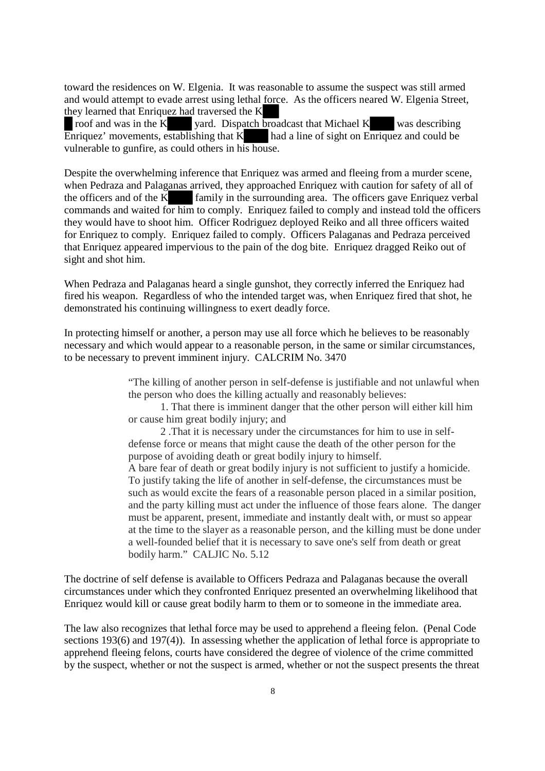toward the residences on W. Elgenia. It was reasonable to assume the suspect was still armed and would attempt to evade arrest using lethal force. As the officers neared W. Elgenia Street, they learned that Enriquez had traversed the K roof and was in the K yard. Dispatch broadcast that Michael K was describing Enriquez' movements, establishing that K had a line of sight on Enriquez and could be vulnerable to gunfire, as could others in his house.

Despite the overwhelming inference that Enriquez was armed and fleeing from a murder scene, when Pedraza and Palaganas arrived, they approached Enriquez with caution for safety of all of the officers and of the K family in the surrounding area. The officers gave Enriquez verbal commands and waited for him to comply. Enriquez failed to comply and instead told the officers they would have to shoot him. Officer Rodriguez deployed Reiko and all three officers waited for Enriquez to comply. Enriquez failed to comply. Officers Palaganas and Pedraza perceived that Enriquez appeared impervious to the pain of the dog bite. Enriquez dragged Reiko out of sight and shot him.

When Pedraza and Palaganas heard a single gunshot, they correctly inferred the Enriquez had fired his weapon. Regardless of who the intended target was, when Enriquez fired that shot, he demonstrated his continuing willingness to exert deadly force.

In protecting himself or another, a person may use all force which he believes to be reasonably necessary and which would appear to a reasonable person, in the same or similar circumstances, to be necessary to prevent imminent injury. CALCRIM No. 3470

> "The killing of another person in self-defense is justifiable and not unlawful when the person who does the killing actually and reasonably believes:
>
> 1. That there is imminent danger that the other person will either kill him or cause him great bodily injury; and
>
> 2 .That it is necessary under the circumstances for him to use in self-defense force or means that might cause the death of the other person for the purpose of avoiding death or great bodily injury to himself.
>
> A bare fear of death or great bodily injury is not sufficient to justify a homicide. To justify taking the life of another in self-defense, the circumstances must be such as would excite the fears of a reasonable person placed in a similar position, and the party killing must act under the influence of those fears alone. The danger must be apparent, present, immediate and instantly dealt with, or must so appear at the time to the slayer as a reasonable person, and the killing must be done under a well-founded belief that it is necessary to save one's self from death or great bodily harm." CALJIC No. 5.12

The doctrine of self defense is available to Officers Pedraza and Palaganas because the overall circumstances under which they confronted Enriquez presented an overwhelming likelihood that Enriquez would kill or cause great bodily harm to them or to someone in the immediate area.

The law also recognizes that lethal force may be used to apprehend a fleeing felon. (Penal Code sections 193(6) and 197(4)). In assessing whether the application of lethal force is appropriate to apprehend fleeing felons, courts have considered the degree of violence of the crime committed by the suspect, whether or not the suspect is armed, whether or not the suspect presents the threat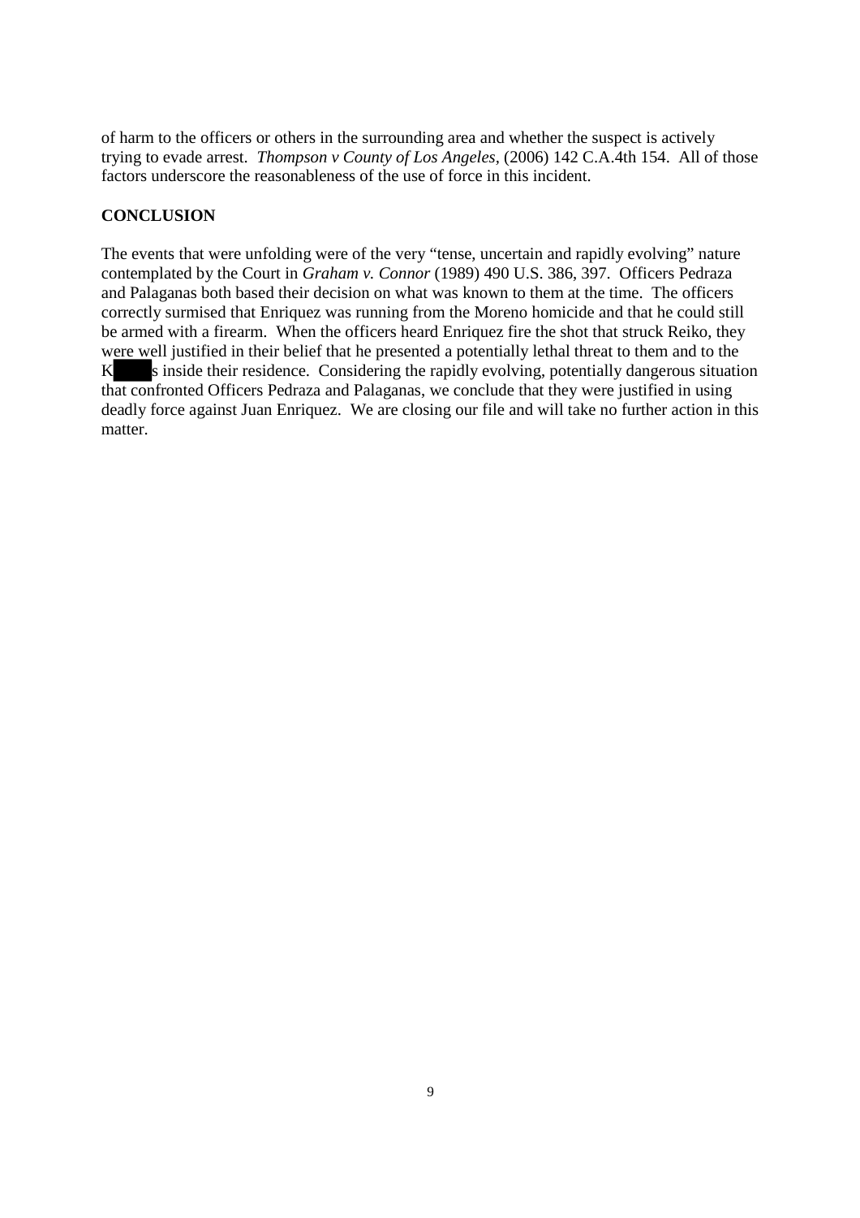of harm to the officers or others in the surrounding area and whether the suspect is actively trying to evade arrest. *Thompson v County of Los Angeles*, (2006) 142 C.A.4th 154. All of those factors underscore the reasonableness of the use of force in this incident.

## CONCLUSION

The events that were unfolding were of the very "tense, uncertain and rapidly evolving" nature contemplated by the Court in *Graham v. Connor* (1989) 490 U.S. 386, 397. Officers Pedraza and Palaganas both based their decision on what was known to them at the time. The officers correctly surmised that Enriquez was running from the Moreno homicide and that he could still be armed with a firearm. When the officers heard Enriquez fire the shot that struck Reiko, they were well justified in their belief that he presented a potentially lethal threat to them and to the K█████s inside their residence. Considering the rapidly evolving, potentially dangerous situation that confronted Officers Pedraza and Palaganas, we conclude that they were justified in using deadly force against Juan Enriquez. We are closing our file and will take no further action in this matter.